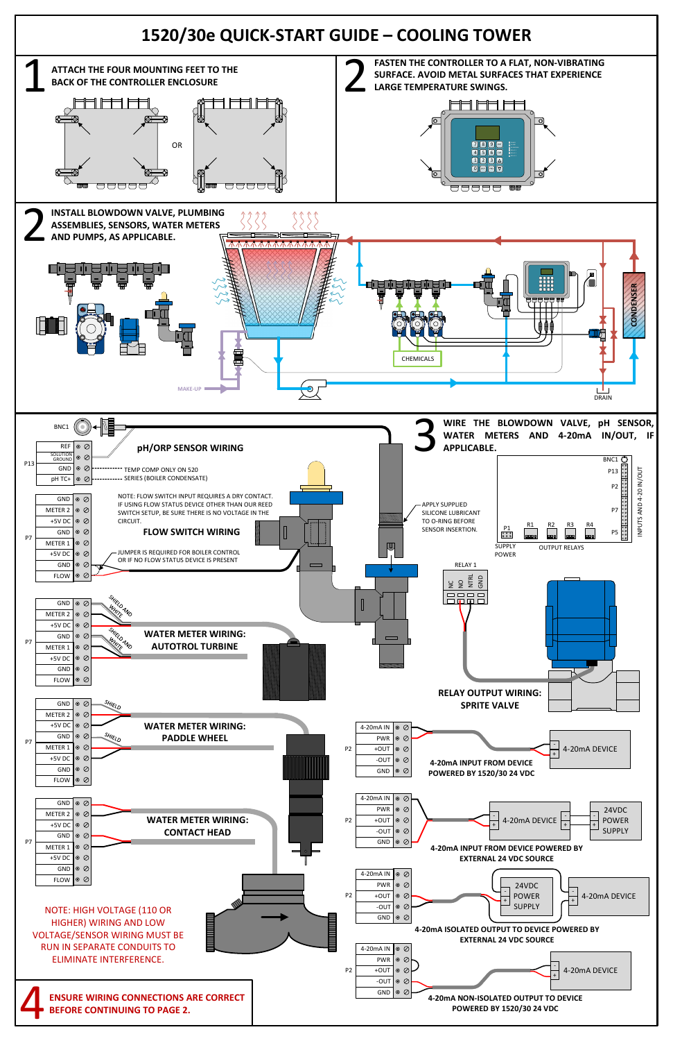# 1520/30e QUICK-START GUIDE – COOLING TOWER

## 1
ATTACH THE FOUR MOUNTING FEET TO THE BACK OF THE CONTROLLER ENCLOSURE

OR

## 2
FASTEN THE CONTROLLER TO A FLAT, NON-VIBRATING SURFACE. AVOID METAL SURFACES THAT EXPERIENCE LARGE TEMPERATURE SWINGS.

## 2
INSTALL BLOWDOWN VALVE, PLUMBING ASSEMBLIES, SENSORS, WATER METERS AND PUMPS, AS APPLICABLE.

CONDENSER

CHEMICALS

MAKE-UP

DRAIN

## 3
WIRE THE BLOWDOWN VALVE, pH SENSOR, WATER METERS AND 4-20mA IN/OUT, IF APPLICABLE.

BNC1

### pH/ORP SENSOR WIRING

| P13 |
|---|
| REF |
| SOLUTION GROUND |
| GND |
| pH TC+ |

TEMP COMP ONLY ON 520 SERIES (BOILER CONDENSATE)

APPLY SUPPLIED SILICONE LUBRICANT TO O-RING BEFORE SENSOR INSERTION.

### FLOW SWITCH WIRING

NOTE: FLOW SWITCH INPUT REQUIRES A DRY CONTACT. IF USING FLOW STATUS DEVICE OTHER THAN OUR REED SWITCH SETUP, BE SURE THERE IS NO VOLTAGE IN THE CIRCUIT.

| P7 |
|---|
| GND |
| METER 2 |
| +5V DC |
| GND |
| METER 1 |
| +5V DC |
| GND |
| FLOW |

JUMPER IS REQUIRED FOR BOILER CONTROL OR IF NO FLOW STATUS DEVICE IS PRESENT

### WATER METER WIRING: AUTOTROL TURBINE

P7: GND, METER 2, +5V DC, GND, METER 1, +5V DC, GND, FLOW

SHIELD AND WHITE

### WATER METER WIRING: PADDLE WHEEL

P7: GND, METER 2, +5V DC, GND, METER 1, +5V DC, GND, FLOW

SHIELD

### WATER METER WIRING: CONTACT HEAD

P7: GND, METER 2, +5V DC, GND, METER 1, +5V DC, GND, FLOW

NOTE: HIGH VOLTAGE (110 OR HIGHER) WIRING AND LOW VOLTAGE/SENSOR WIRING MUST BE RUN IN SEPARATE CONDUITS TO ELIMINATE INTERFERENCE.

BNC1, P13, P2, P7, P5, P1, R1, R2, R3, R4

INPUTS AND 4-20 IN/OUT

SUPPLY POWER

OUTPUT RELAYS

RELAY 1: NC, NO, NTRL, GND

### RELAY OUTPUT WIRING: SPRITE VALVE

P2: 4-20mA IN, PWR, +OUT, -OUT, GND

**4-20mA INPUT FROM DEVICE POWERED BY 1520/30 24 VDC** (4-20mA DEVICE)

**4-20mA INPUT FROM DEVICE POWERED BY EXTERNAL 24 VDC SOURCE** (4-20mA DEVICE, 24VDC POWER SUPPLY)

**4-20mA ISOLATED OUTPUT TO DEVICE POWERED BY EXTERNAL 24 VDC SOURCE** (24VDC POWER SUPPLY, 4-20mA DEVICE)

**4-20mA NON-ISOLATED OUTPUT TO DEVICE POWERED BY 1520/30 24 VDC** (4-20mA DEVICE)

## 4
ENSURE WIRING CONNECTIONS ARE CORRECT BEFORE CONTINUING TO PAGE 2.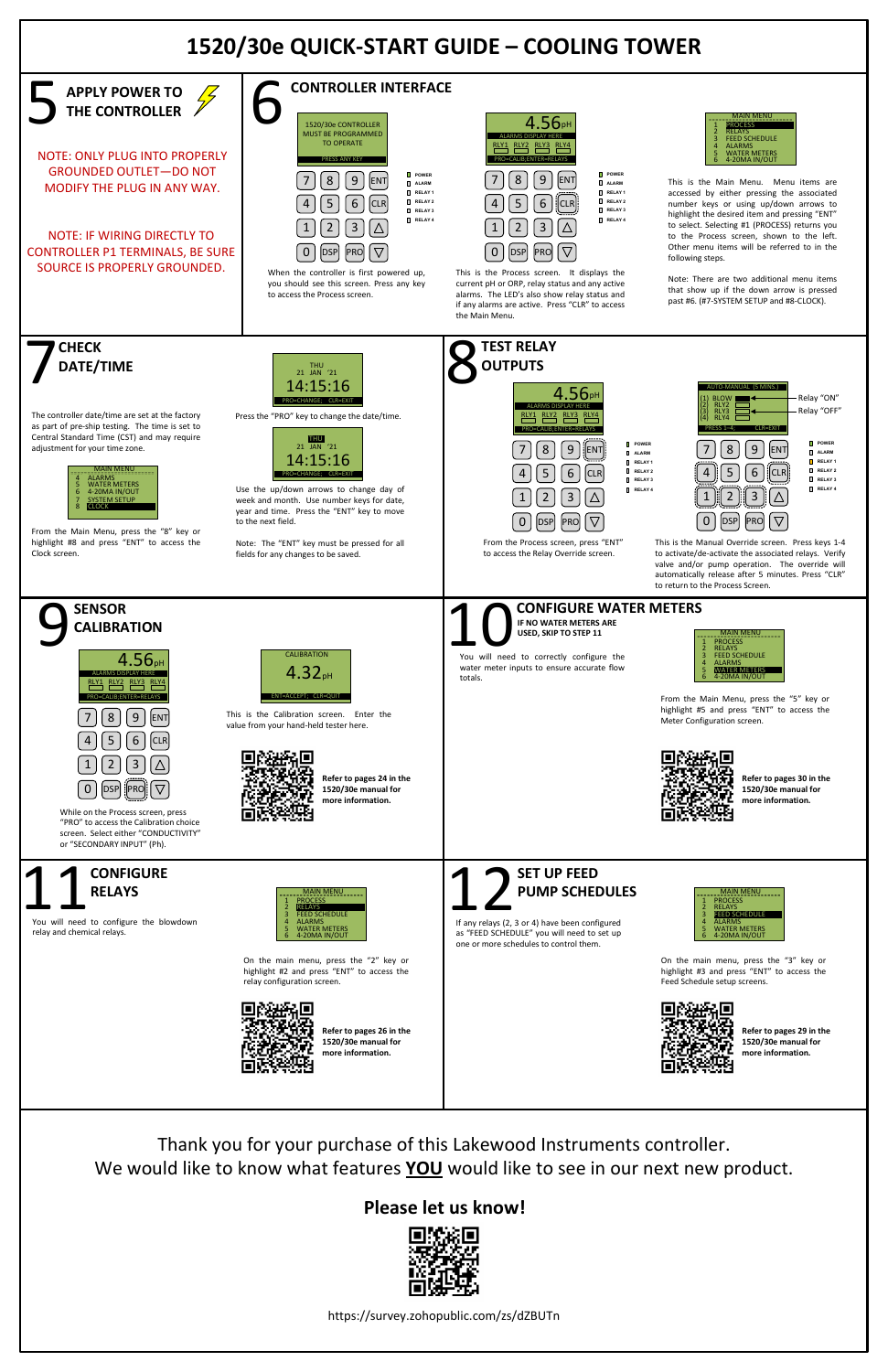# 1520/30e QUICK-START GUIDE – COOLING TOWER

## 5 APPLY POWER TO THE CONTROLLER

NOTE: ONLY PLUG INTO PROPERLY GROUNDED OUTLET—DO NOT MODIFY THE PLUG IN ANY WAY.

NOTE: IF WIRING DIRECTLY TO CONTROLLER P1 TERMINALS, BE SURE SOURCE IS PROPERLY GROUNDED.

## 6 CONTROLLER INTERFACE

1520/30e CONTROLLER
MUST BE PROGRAMMED
TO OPERATE
PRESS ANY KEY

When the controller is first powered up, you should see this screen. Press any key to access the Process screen.

4.56pH
ALARMS DISPLAY HERE
RLY1 RLY2 RLY3 RLY4
PRO=CALIB;ENTER=RELAYS

This is the Process screen. It displays the current pH or ORP, relay status and any active alarms. The LED's also show relay status and if any alarms are active. Press "CLR" to access the Main Menu.

MAIN MENU
1 PROCESS
2 RELAYS
3 FEED SCHEDULE
4 ALARMS
5 WATER METERS
6 4-20MA IN/OUT

This is the Main Menu. Menu items are accessed by either pressing the associated number keys or using up/down arrows to highlight the desired item and pressing "ENT" to select. Selecting #1 (PROCESS) returns you to the Process screen, shown to the left. Other menu items will be referred to in the following steps.

Note: There are two additional menu items that show up if the down arrow is pressed past #6. (#7-SYSTEM SETUP and #8-CLOCK).

## 7 CHECK DATE/TIME

The controller date/time are set at the factory as part of pre-ship testing. The time is set to Central Standard Time (CST) and may require adjustment for your time zone.

MAIN MENU
4 ALARMS
5 WATER METERS
6 4-20MA IN/OUT
7 SYSTEM SETUP
8 CLOCK

From the Main Menu, press the "8" key or highlight #8 and press "ENT" to access the Clock screen.

THU
21 JAN '21
14:15:16
PRO=CHANGE; CLR=EXIT

Press the "PRO" key to change the date/time.

THU
21 JAN '21
14:15:16
PRO=CHANGE; CLR=EXIT

Use the up/down arrows to change day of week and month. Use number keys for date, year and time. Press the "ENT" key to move to the next field.

Note: The "ENT" key must be pressed for all fields for any changes to be saved.

## 8 TEST RELAY OUTPUTS

4.56pH
ALARMS DISPLAY HERE
RLY1 RLY2 RLY3 RLY4
PRO=CALIB;ENTER=RELAYS

From the Process screen, press "ENT" to access the Relay Override screen.

AUTO-MANUAL (5 MINS.)
(1) BLOW — Relay "ON"
(2) RLY2 — Relay "OFF"
(3) RLY3
(4) RLY4
PRESS 1-4: CLR=EXIT

This is the Manual Override screen. Press keys 1-4 to activate/de-activate the associated relays. Verify valve and/or pump operation. The override will automatically release after 5 minutes. Press "CLR" to return to the Process Screen.

## 9 SENSOR CALIBRATION

4.56pH
ALARMS DISPLAY HERE
RLY1 RLY2 RLY3 RLY4
PRO=CALIB;ENTER=RELAYS

While on the Process screen, press "PRO" to access the Calibration choice screen. Select either "CONDUCTIVITY" or "SECONDARY INPUT" (Ph).

CALIBRATION
4.32pH
ENT=ACCEPT; CLR=QUIT

This is the Calibration screen. Enter the value from your hand-held tester here.

**Refer to pages 24 in the 1520/30e manual for more information.**

## 10 CONFIGURE WATER METERS

**IF NO WATER METERS ARE USED, SKIP TO STEP 11**

You will need to correctly configure the water meter inputs to ensure accurate flow totals.

MAIN MENU
1 PROCESS
2 RELAYS
3 FEED SCHEDULE
4 ALARMS
5 WATER METERS
6 4-20MA IN/OUT

From the Main Menu, press the "5" key or highlight #5 and press "ENT" to access the Meter Configuration screen.

**Refer to pages 30 in the 1520/30e manual for more information.**

## 11 CONFIGURE RELAYS

You will need to configure the blowdown relay and chemical relays.

MAIN MENU
1 PROCESS
2 RELAYS
3 FEED SCHEDULE
4 ALARMS
5 WATER METERS
6 4-20MA IN/OUT

On the main menu, press the "2" key or highlight #2 and press "ENT" to access the relay configuration screen.

**Refer to pages 26 in the 1520/30e manual for more information.**

## 12 SET UP FEED PUMP SCHEDULES

If any relays (2, 3 or 4) have been configured as "FEED SCHEDULE" you will need to set up one or more schedules to control them.

MAIN MENU
1 PROCESS
2 RELAYS
3 FEED SCHEDULE
4 ALARMS
5 WATER METERS
6 4-20MA IN/OUT

On the main menu, press the "3" key or highlight #3 and press "ENT" to access the Feed Schedule setup screens.

**Refer to pages 29 in the 1520/30e manual for more information.**

---

Thank you for your purchase of this Lakewood Instruments controller.
We would like to know what features **YOU** would like to see in our next new product.

**Please let us know!**

https://survey.zohopublic.com/zs/dZBUTn